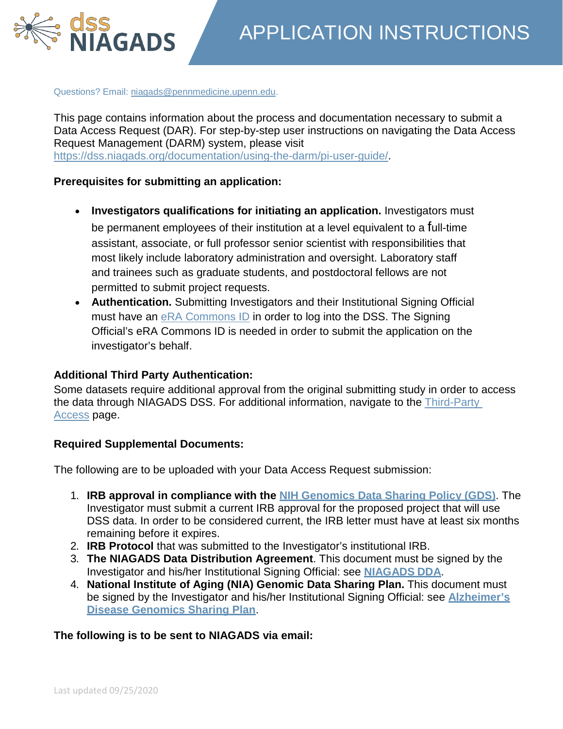# APPLICATION INSTRUCTIONS

Questions? Email: niagads@pennmedicine.upenn.edu.

This page contains information about the process and documentation necessary to submit a Data Access Request (DAR). For step-by-step user instructions on navigating the Data Access Request Management (DARM) system, please visit https://dss.niagads.org/documentation/using-the-darm/pi-user-guide/.

**Prerequisites for submitting an application:**

- **Investigators qualifications for initiating an application.** Investigators must be permanent employees of their institution at a level equivalent to a full-time assistant, associate, or full professor senior scientist with responsibilities that most likely include laboratory administration and oversight. Laboratory staff and trainees such as graduate students, and postdoctoral fellows are not permitted to submit project requests.
- **Authentication.** Submitting Investigators and their Institutional Signing Official must have an eRA Commons ID in order to log into the DSS. The Signing Official's eRA Commons ID is needed in order to submit the application on the investigator's behalf.

**Additional Third Party Authentication:**

Some datasets require additional approval from the original submitting study in order to access the data through NIAGADS DSS. For additional information, navigate to the Third-Party Access page.

**Required Supplemental Documents:**

The following are to be uploaded with your Data Access Request submission:

1. **IRB approval in compliance with the NIH Genomics Data Sharing Policy (GDS)**. The Investigator must submit a current IRB approval for the proposed project that will use DSS data. In order to be considered current, the IRB letter must have at least six months remaining before it expires.
2. **IRB Protocol** that was submitted to the Investigator's institutional IRB.
3. **The NIAGADS Data Distribution Agreement**. This document must be signed by the Investigator and his/her Institutional Signing Official: see **NIAGADS DDA**.
4. **National Institute of Aging (NIA) Genomic Data Sharing Plan.** This document must be signed by the Investigator and his/her Institutional Signing Official: see **Alzheimer's Disease Genomics Sharing Plan**.

**The following is to be sent to NIAGADS via email:**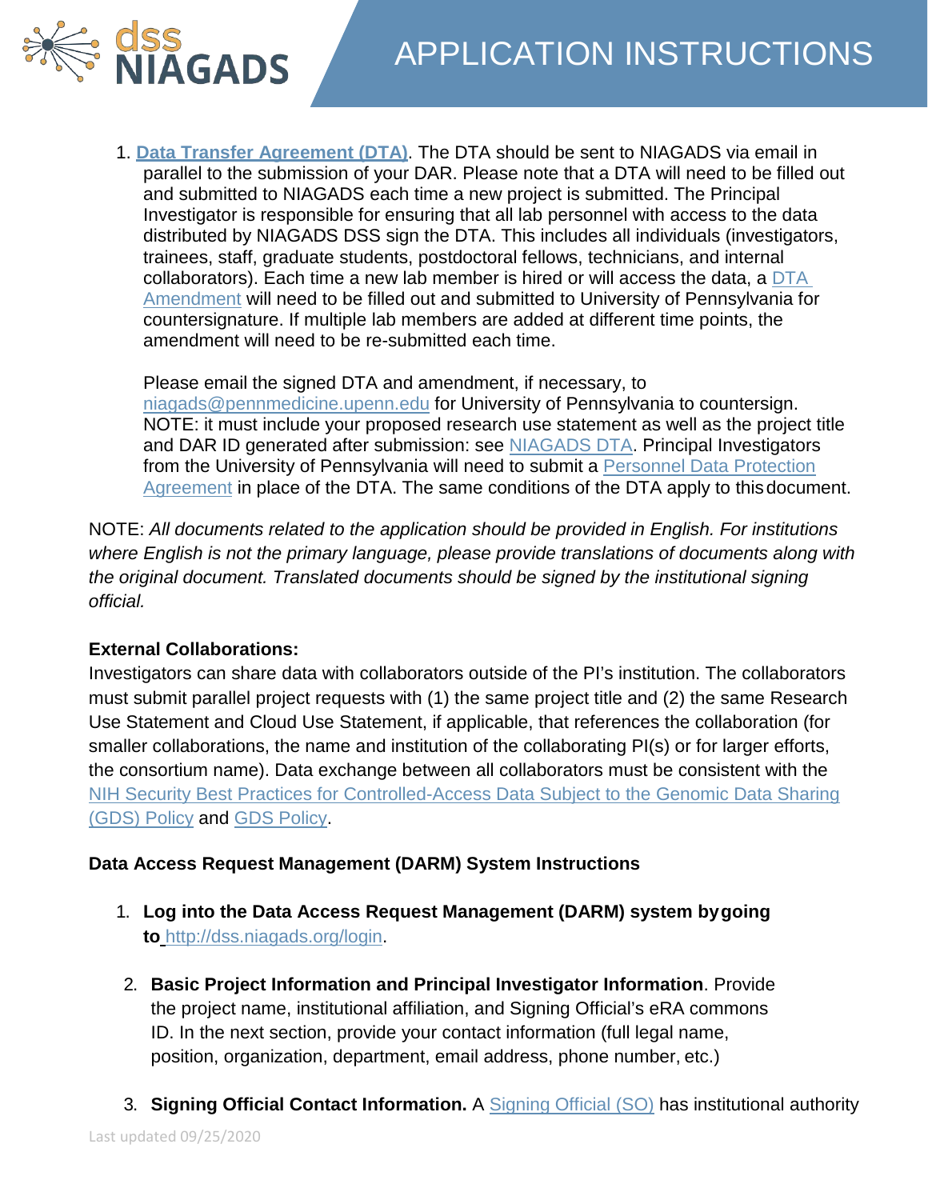1. **Data Transfer Agreement (DTA)**. The DTA should be sent to NIAGADS via email in parallel to the submission of your DAR. Please note that a DTA will need to be filled out and submitted to NIAGADS each time a new project is submitted. The Principal Investigator is responsible for ensuring that all lab personnel with access to the data distributed by NIAGADS DSS sign the DTA. This includes all individuals (investigators, trainees, staff, graduate students, postdoctoral fellows, technicians, and internal collaborators). Each time a new lab member is hired or will access the data, a DTA Amendment will need to be filled out and submitted to University of Pennsylvania for countersignature. If multiple lab members are added at different time points, the amendment will need to be re-submitted each time.

   Please email the signed DTA and amendment, if necessary, to niagads@pennmedicine.upenn.edu for University of Pennsylvania to countersign. NOTE: it must include your proposed research use statement as well as the project title and DAR ID generated after submission: see NIAGADS DTA. Principal Investigators from the University of Pennsylvania will need to submit a Personnel Data Protection Agreement in place of the DTA. The same conditions of the DTA apply to this document.

NOTE: *All documents related to the application should be provided in English. For institutions where English is not the primary language, please provide translations of documents along with the original document. Translated documents should be signed by the institutional signing official.*

**External Collaborations:**
Investigators can share data with collaborators outside of the PI's institution. The collaborators must submit parallel project requests with (1) the same project title and (2) the same Research Use Statement and Cloud Use Statement, if applicable, that references the collaboration (for smaller collaborations, the name and institution of the collaborating PI(s) or for larger efforts, the consortium name). Data exchange between all collaborators must be consistent with the NIH Security Best Practices for Controlled-Access Data Subject to the Genomic Data Sharing (GDS) Policy and GDS Policy.

**Data Access Request Management (DARM) System Instructions**

1. **Log into the Data Access Request Management (DARM) system by going to** http://dss.niagads.org/login.

2. **Basic Project Information and Principal Investigator Information**. Provide the project name, institutional affiliation, and Signing Official's eRA commons ID. In the next section, provide your contact information (full legal name, position, organization, department, email address, phone number, etc.)

3. **Signing Official Contact Information.** A Signing Official (SO) has institutional authority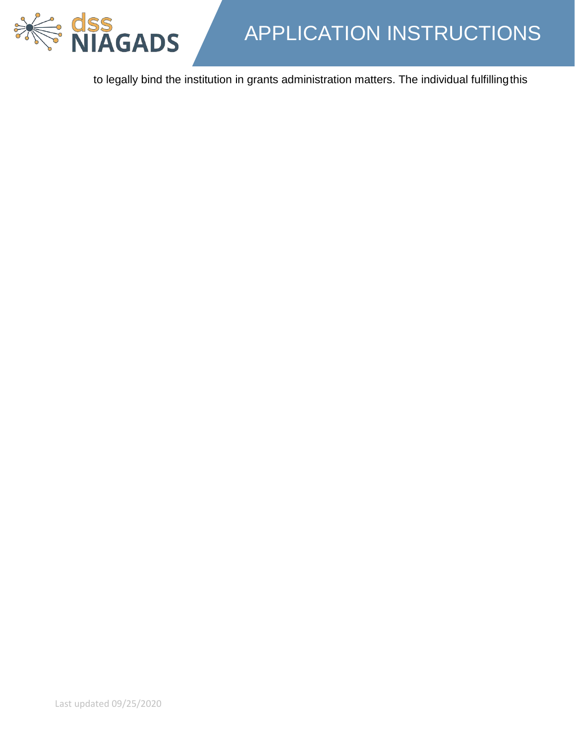to legally bind the institution in grants administration matters. The individual fulfilling this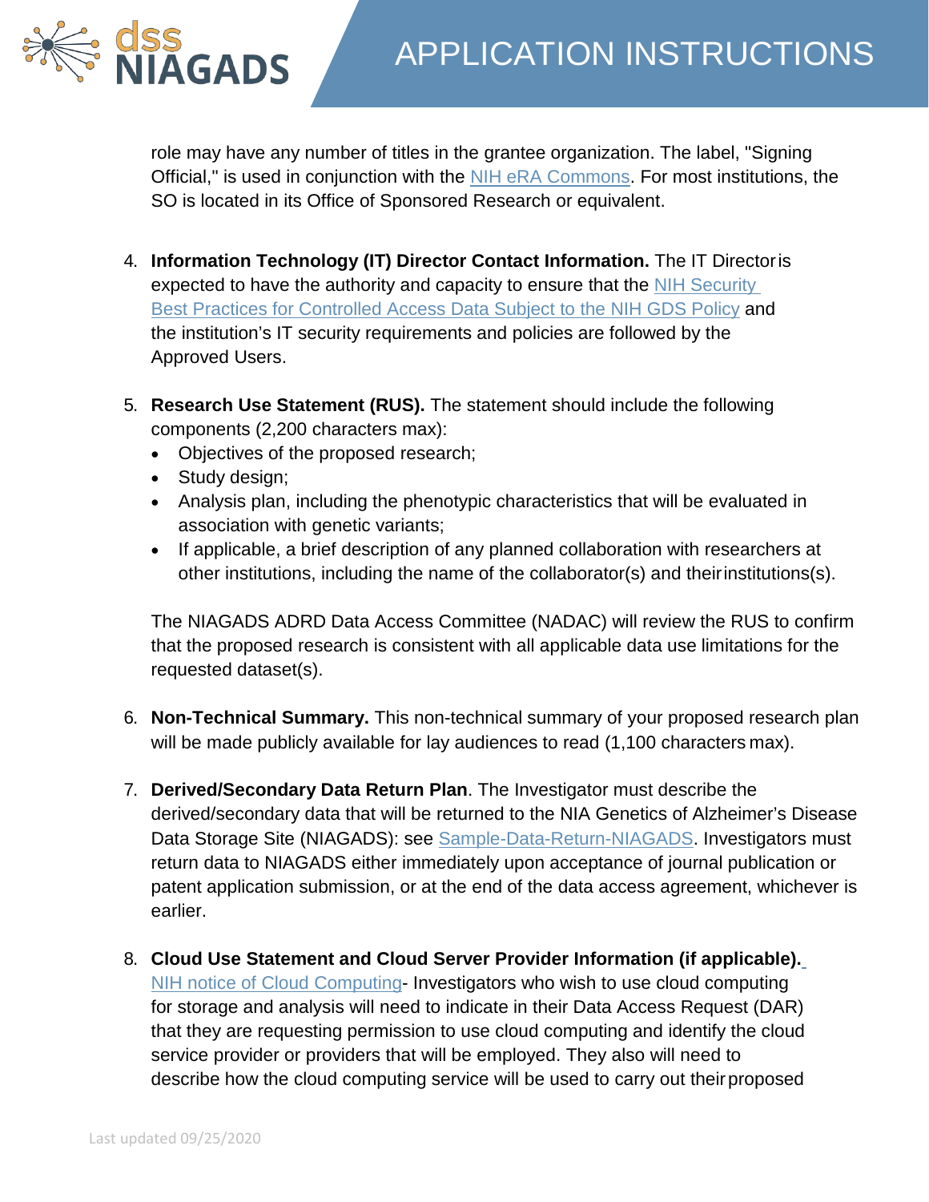role may have any number of titles in the grantee organization. The label, "Signing Official," is used in conjunction with the NIH eRA Commons. For most institutions, the SO is located in its Office of Sponsored Research or equivalent.

4. **Information Technology (IT) Director Contact Information.** The IT Director is expected to have the authority and capacity to ensure that the NIH Security Best Practices for Controlled Access Data Subject to the NIH GDS Policy and the institution's IT security requirements and policies are followed by the Approved Users.

5. **Research Use Statement (RUS).** The statement should include the following components (2,200 characters max):
   - Objectives of the proposed research;
   - Study design;
   - Analysis plan, including the phenotypic characteristics that will be evaluated in association with genetic variants;
   - If applicable, a brief description of any planned collaboration with researchers at other institutions, including the name of the collaborator(s) and their institutions(s).

   The NIAGADS ADRD Data Access Committee (NADAC) will review the RUS to confirm that the proposed research is consistent with all applicable data use limitations for the requested dataset(s).

6. **Non-Technical Summary.** This non-technical summary of your proposed research plan will be made publicly available for lay audiences to read (1,100 characters max).

7. **Derived/Secondary Data Return Plan**. The Investigator must describe the derived/secondary data that will be returned to the NIA Genetics of Alzheimer's Disease Data Storage Site (NIAGADS): see Sample-Data-Return-NIAGADS. Investigators must return data to NIAGADS either immediately upon acceptance of journal publication or patent application submission, or at the end of the data access agreement, whichever is earlier.

8. **Cloud Use Statement and Cloud Server Provider Information (if applicable).** NIH notice of Cloud Computing- Investigators who wish to use cloud computing for storage and analysis will need to indicate in their Data Access Request (DAR) that they are requesting permission to use cloud computing and identify the cloud service provider or providers that will be employed. They also will need to describe how the cloud computing service will be used to carry out their proposed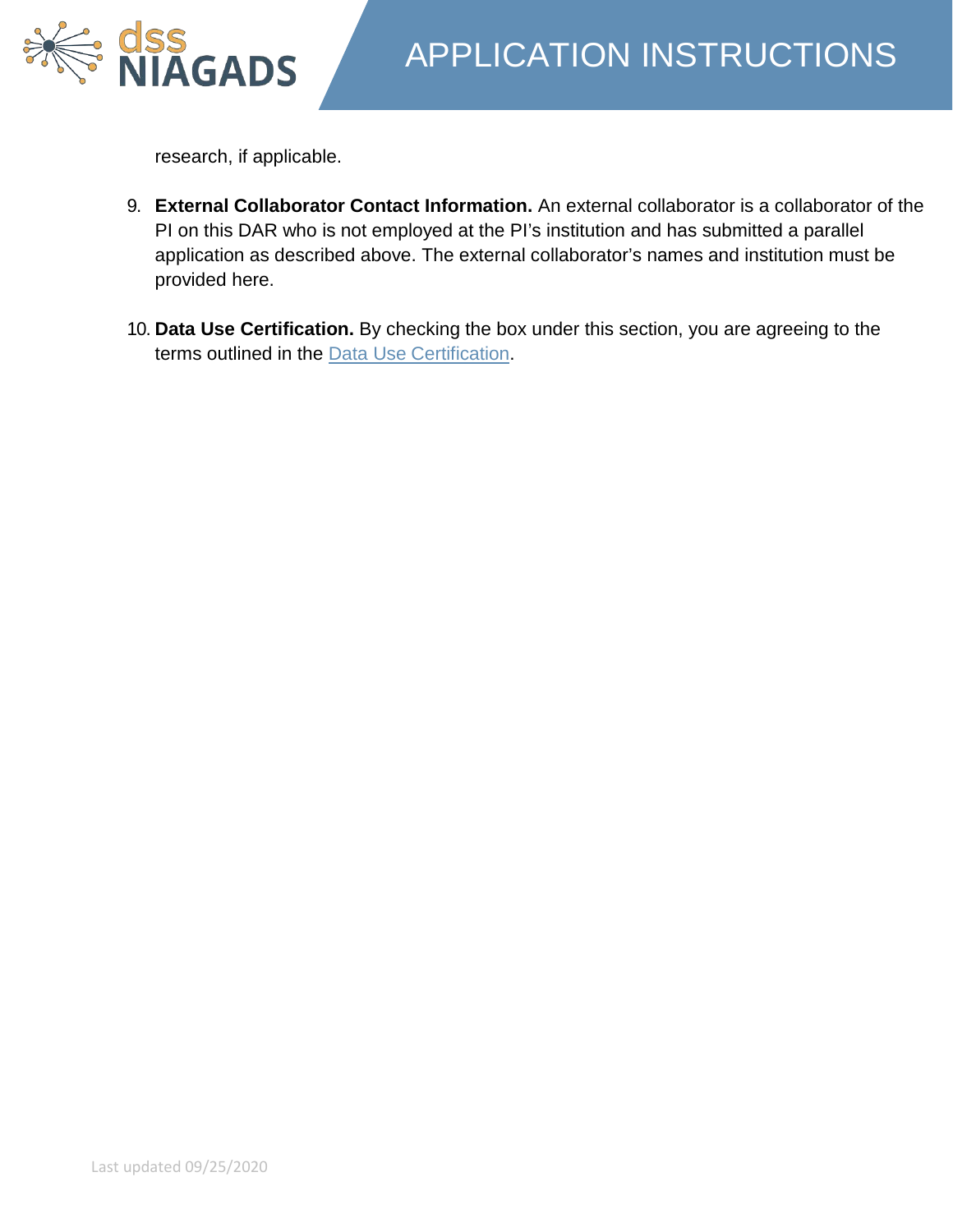research, if applicable.

9. **External Collaborator Contact Information.** An external collaborator is a collaborator of the PI on this DAR who is not employed at the PI's institution and has submitted a parallel application as described above. The external collaborator's names and institution must be provided here.

10. **Data Use Certification.** By checking the box under this section, you are agreeing to the terms outlined in the [Data Use Certification].

Last updated 09/25/2020